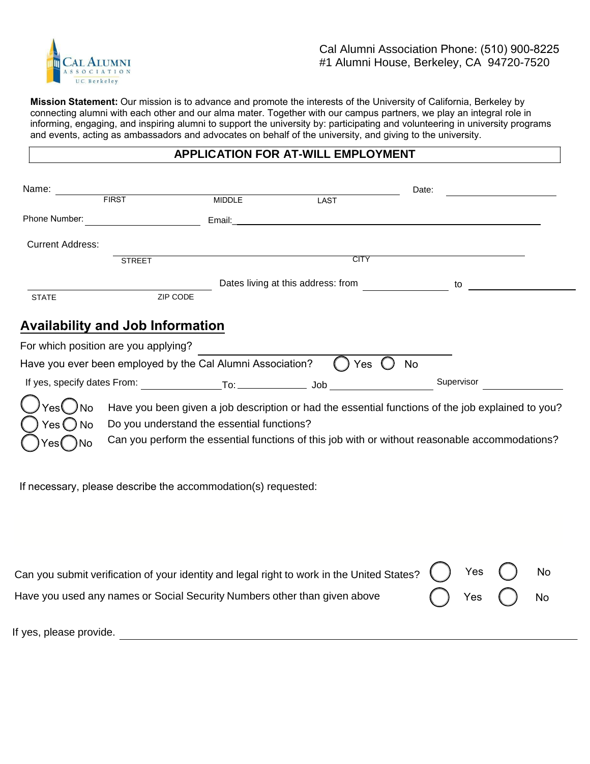Cal Alumni Association Phone: (510) 900-8225
#1 Alumni House, Berkeley, CA 94720-7520

**Mission Statement:** Our mission is to advance and promote the interests of the University of California, Berkeley by connecting alumni with each other and our alma mater. Together with our campus partners, we play an integral role in informing, engaging, and inspiring alumni to support the university by: participating and volunteering in university programs and events, acting as ambassadors and advocates on behalf of the university, and giving to the university.

## APPLICATION FOR AT-WILL EMPLOYMENT

Name: ______________________________________________ Date: ______________
FIRST MIDDLE LAST

Phone Number: ____________________ Email: ______________________________________________

Current Address: ______________________________________________
STREET CITY

______________________ Dates living at this address: from ______________ to ______________
STATE ZIP CODE

## Availability and Job Information

For which position are you applying? ______________________________

Have you ever been employed by the Cal Alumni Association? ◯ Yes ◯ No

If yes, specify dates From: ______________ To: ______________ Job ______________ Supervisor ______________

◯ Yes ◯ No Have you been given a job description or had the essential functions of the job explained to you?

◯ Yes ◯ No Do you understand the essential functions?

◯ Yes ◯ No Can you perform the essential functions of this job with or without reasonable accommodations?

If necessary, please describe the accommodation(s) requested:

Can you submit verification of your identity and legal right to work in the United States? ◯ Yes ◯ No

Have you used any names or Social Security Numbers other than given above ◯ Yes ◯ No

If yes, please provide. ______________________________________________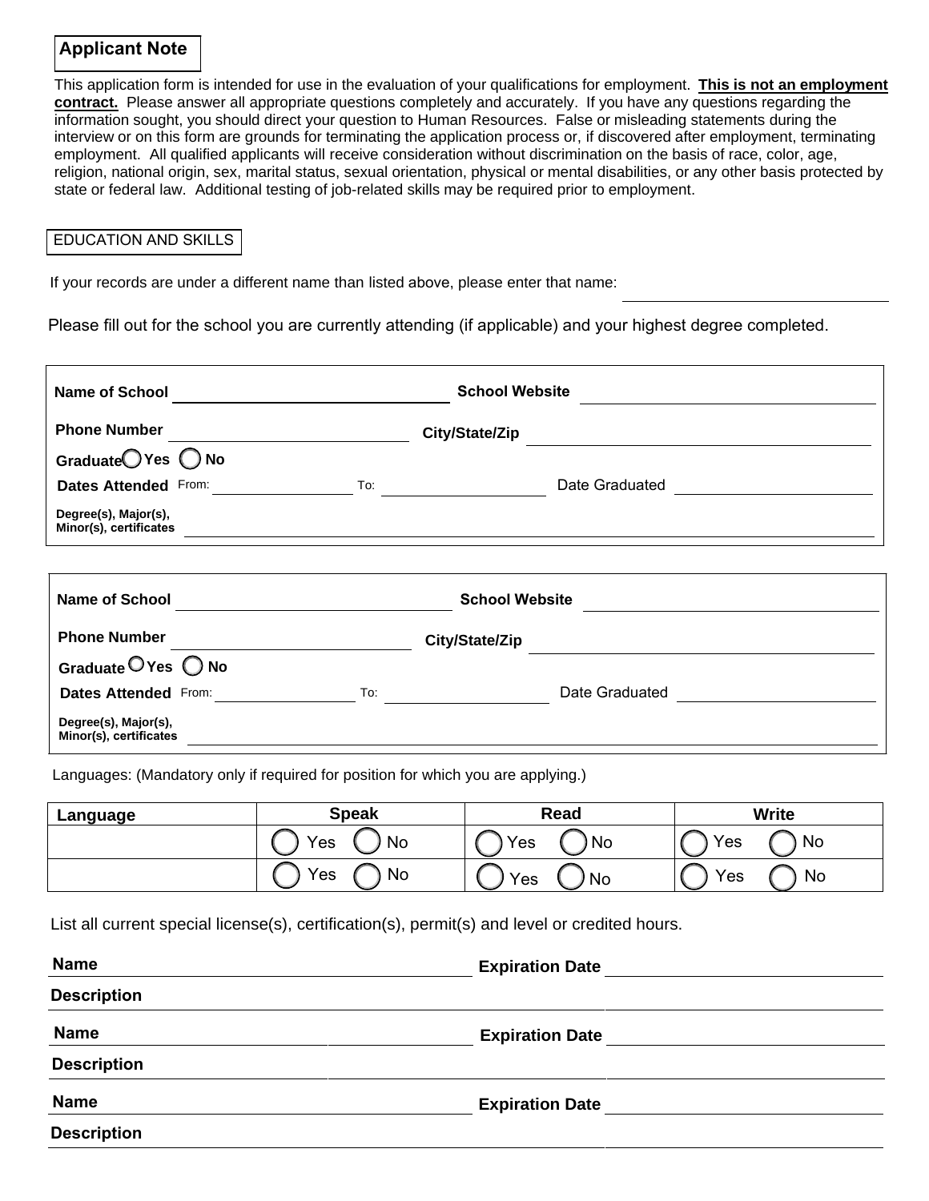## Applicant Note

This application form is intended for use in the evaluation of your qualifications for employment. **This is not an employment contract.** Please answer all appropriate questions completely and accurately. If you have any questions regarding the information sought, you should direct your question to Human Resources. False or misleading statements during the interview or on this form are grounds for terminating the application process or, if discovered after employment, terminating employment. All qualified applicants will receive consideration without discrimination on the basis of race, color, age, religion, national origin, sex, marital status, sexual orientation, physical or mental disabilities, or any other basis protected by state or federal law. Additional testing of job-related skills may be required prior to employment.

## EDUCATION AND SKILLS

If your records are under a different name than listed above, please enter that name: ____________________

Please fill out for the school you are currently attending (if applicable) and your highest degree completed.

**Name of School** ____________________ **School Website** ____________________

**Phone Number** ____________________ **City/State/Zip** ____________________

**Graduate** ◯ **Yes** ◯ **No**

**Dates Attended** From: ____________ To: ____________ Date Graduated ____________

**Degree(s), Major(s), Minor(s), certificates** ____________________

**Name of School** ____________________ **School Website** ____________________

**Phone Number** ____________________ **City/State/Zip** ____________________

**Graduate** ◯ **Yes** ◯ **No**

**Dates Attended** From: ____________ To: ____________ Date Graduated ____________

**Degree(s), Major(s), Minor(s), certificates** ____________________

Languages: (Mandatory only if required for position for which you are applying.)

| Language | Speak | Read | Write |
|---|---|---|---|
| | ◯ Yes ◯ No | ◯ Yes ◯ No | ◯ Yes ◯ No |
| | ◯ Yes ◯ No | ◯ Yes ◯ No | ◯ Yes ◯ No |

List all current special license(s), certification(s), permit(s) and level or credited hours.

**Name** ____________________ **Expiration Date** ____________________

**Description** ____________________

**Name** ____________________ **Expiration Date** ____________________

**Description** ____________________

**Name** ____________________ **Expiration Date** ____________________

**Description** ____________________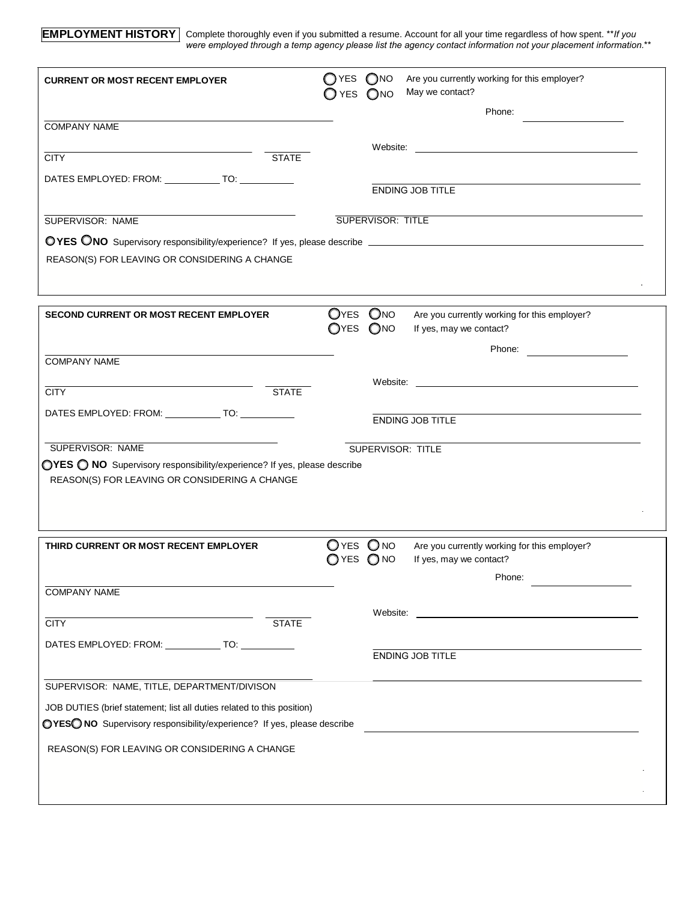**EMPLOYMENT HISTORY** Complete thoroughly even if you submitted a resume. Account for all your time regardless of how spent. ***If you were employed through a temp agency please list the agency contact information not your placement information.***

**CURRENT OR MOST RECENT EMPLOYER**

○ YES ○ NO Are you currently working for this employer?

○ YES ○ NO May we contact?

Phone: ____________

______________________________
COMPANY NAME

Website: ______________________________

______________________ ________
CITY STATE

DATES EMPLOYED: FROM: __________ TO: __________

______________________________
ENDING JOB TITLE

______________________________
SUPERVISOR: NAME

______________________________
SUPERVISOR: TITLE

○ **YES** ○ **NO** Supervisory responsibility/experience? If yes, please describe ______________________________

REASON(S) FOR LEAVING OR CONSIDERING A CHANGE

---

**SECOND CURRENT OR MOST RECENT EMPLOYER**

○ YES ○ NO Are you currently working for this employer?

○ YES ○ NO If yes, may we contact?

Phone: ____________

______________________________
COMPANY NAME

Website: ______________________________

______________________ ________
CITY STATE

DATES EMPLOYED: FROM: __________ TO: __________

______________________________
ENDING JOB TITLE

______________________________
SUPERVISOR: NAME

______________________________
SUPERVISOR: TITLE

○ **YES** ○ **NO** Supervisory responsibility/experience? If yes, please describe

REASON(S) FOR LEAVING OR CONSIDERING A CHANGE

---

**THIRD CURRENT OR MOST RECENT EMPLOYER**

○ YES ○ NO Are you currently working for this employer?

○ YES ○ NO If yes, may we contact?

Phone: ____________

______________________________
COMPANY NAME

Website: ______________________________

______________________ ________
CITY STATE

DATES EMPLOYED: FROM: __________ TO: __________

______________________________
ENDING JOB TITLE

______________________________
SUPERVISOR: NAME, TITLE, DEPARTMENT/DIVISON

JOB DUTIES (brief statement; list all duties related to this position)

○ **YES** ○ **NO** Supervisory responsibility/experience? If yes, please describe ______________________________

REASON(S) FOR LEAVING OR CONSIDERING A CHANGE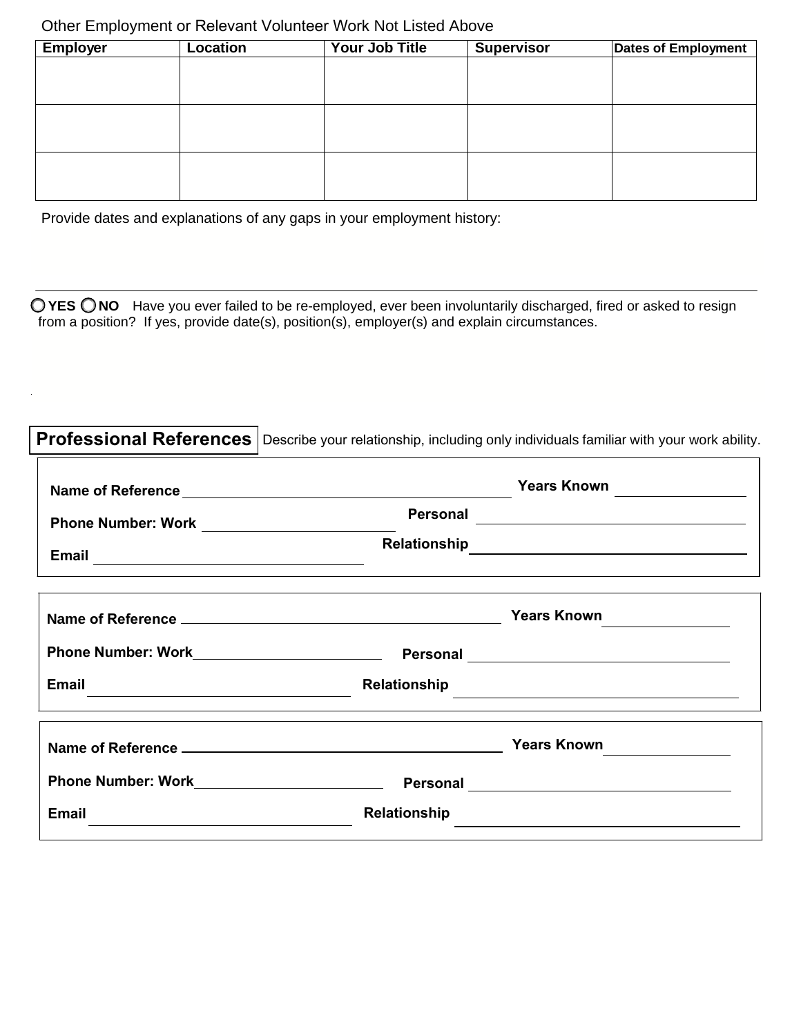Other Employment or Relevant Volunteer Work Not Listed Above

| Employer | Location | Your Job Title | Supervisor | Dates of Employment |
|---|---|---|---|---|
| | | | | |
| | | | | |
| | | | | |

Provide dates and explanations of any gaps in your employment history:

---

○ **YES** ○ **NO** Have you ever failed to be re-employed, ever been involuntarily discharged, fired or asked to resign from a position? If yes, provide date(s), position(s), employer(s) and explain circumstances.

## Professional References

Describe your relationship, including only individuals familiar with your work ability.

**Name of Reference** ______________________ **Years Known** __________

**Phone Number: Work** ______________ **Personal** ______________

**Email** ______________ **Relationship** ______________

**Name of Reference** ______________________ **Years Known** __________

**Phone Number: Work** ______________ **Personal** ______________

**Email** ______________ **Relationship** ______________

**Name of Reference** ______________________ **Years Known** __________

**Phone Number: Work** ______________ **Personal** ______________

**Email** ______________ **Relationship** ______________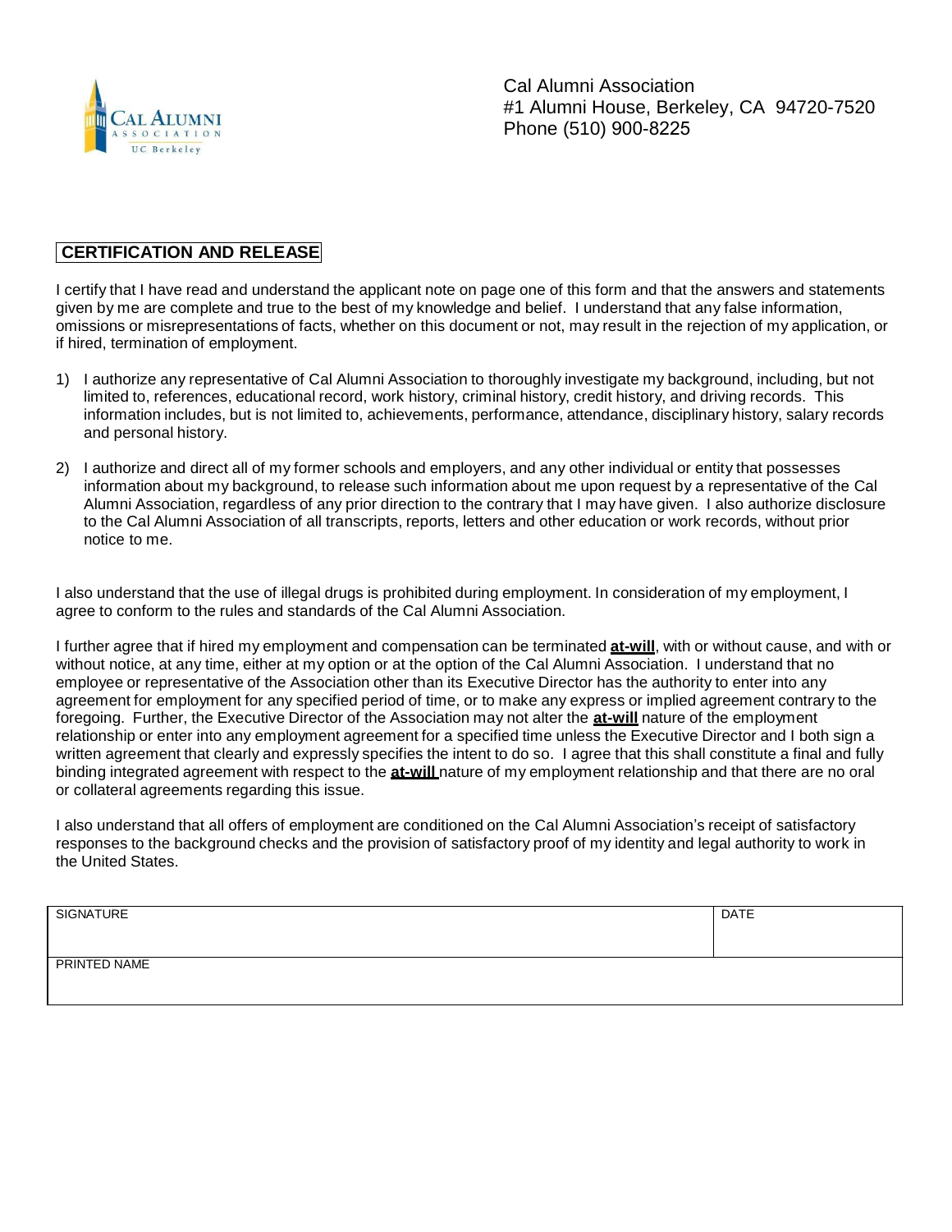Cal Alumni Association
#1 Alumni House, Berkeley, CA 94720-7520
Phone (510) 900-8225

## CERTIFICATION AND RELEASE

I certify that I have read and understand the applicant note on page one of this form and that the answers and statements given by me are complete and true to the best of my knowledge and belief. I understand that any false information, omissions or misrepresentations of facts, whether on this document or not, may result in the rejection of my application, or if hired, termination of employment.

1) I authorize any representative of Cal Alumni Association to thoroughly investigate my background, including, but not limited to, references, educational record, work history, criminal history, credit history, and driving records. This information includes, but is not limited to, achievements, performance, attendance, disciplinary history, salary records and personal history.
2) I authorize and direct all of my former schools and employers, and any other individual or entity that possesses information about my background, to release such information about me upon request by a representative of the Cal Alumni Association, regardless of any prior direction to the contrary that I may have given. I also authorize disclosure to the Cal Alumni Association of all transcripts, reports, letters and other education or work records, without prior notice to me.

I also understand that the use of illegal drugs is prohibited during employment. In consideration of my employment, I agree to conform to the rules and standards of the Cal Alumni Association.

I further agree that if hired my employment and compensation can be terminated **at-will**, with or without cause, and with or without notice, at any time, either at my option or at the option of the Cal Alumni Association. I understand that no employee or representative of the Association other than its Executive Director has the authority to enter into any agreement for employment for any specified period of time, or to make any express or implied agreement contrary to the foregoing. Further, the Executive Director of the Association may not alter the **at-will** nature of the employment relationship or enter into any employment agreement for a specified time unless the Executive Director and I both sign a written agreement that clearly and expressly specifies the intent to do so. I agree that this shall constitute a final and fully binding integrated agreement with respect to the **at-will** nature of my employment relationship and that there are no oral or collateral agreements regarding this issue.

I also understand that all offers of employment are conditioned on the Cal Alumni Association's receipt of satisfactory responses to the background checks and the provision of satisfactory proof of my identity and legal authority to work in the United States.

| | |
|---|---|
| SIGNATURE | DATE |
| PRINTED NAME | |